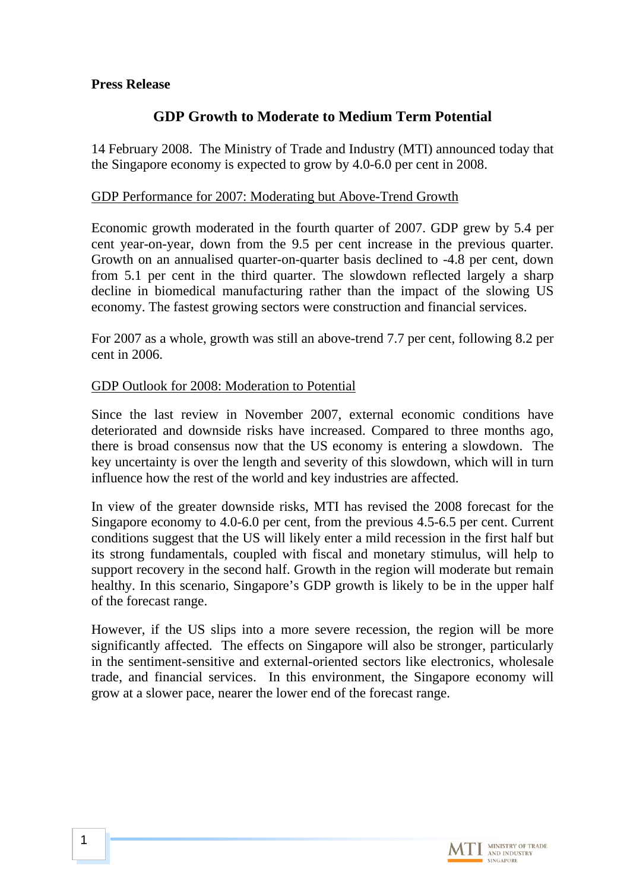**Press Release**

# GDP Growth to Moderate to Medium Term Potential

14 February 2008. The Ministry of Trade and Industry (MTI) announced today that the Singapore economy is expected to grow by 4.0-6.0 per cent in 2008.

## GDP Performance for 2007: Moderating but Above-Trend Growth

Economic growth moderated in the fourth quarter of 2007. GDP grew by 5.4 per cent year-on-year, down from the 9.5 per cent increase in the previous quarter. Growth on an annualised quarter-on-quarter basis declined to -4.8 per cent, down from 5.1 per cent in the third quarter. The slowdown reflected largely a sharp decline in biomedical manufacturing rather than the impact of the slowing US economy. The fastest growing sectors were construction and financial services.

For 2007 as a whole, growth was still an above-trend 7.7 per cent, following 8.2 per cent in 2006.

## GDP Outlook for 2008: Moderation to Potential

Since the last review in November 2007, external economic conditions have deteriorated and downside risks have increased. Compared to three months ago, there is broad consensus now that the US economy is entering a slowdown. The key uncertainty is over the length and severity of this slowdown, which will in turn influence how the rest of the world and key industries are affected.

In view of the greater downside risks, MTI has revised the 2008 forecast for the Singapore economy to 4.0-6.0 per cent, from the previous 4.5-6.5 per cent. Current conditions suggest that the US will likely enter a mild recession in the first half but its strong fundamentals, coupled with fiscal and monetary stimulus, will help to support recovery in the second half. Growth in the region will moderate but remain healthy. In this scenario, Singapore's GDP growth is likely to be in the upper half of the forecast range.

However, if the US slips into a more severe recession, the region will be more significantly affected. The effects on Singapore will also be stronger, particularly in the sentiment-sensitive and external-oriented sectors like electronics, wholesale trade, and financial services. In this environment, the Singapore economy will grow at a slower pace, nearer the lower end of the forecast range.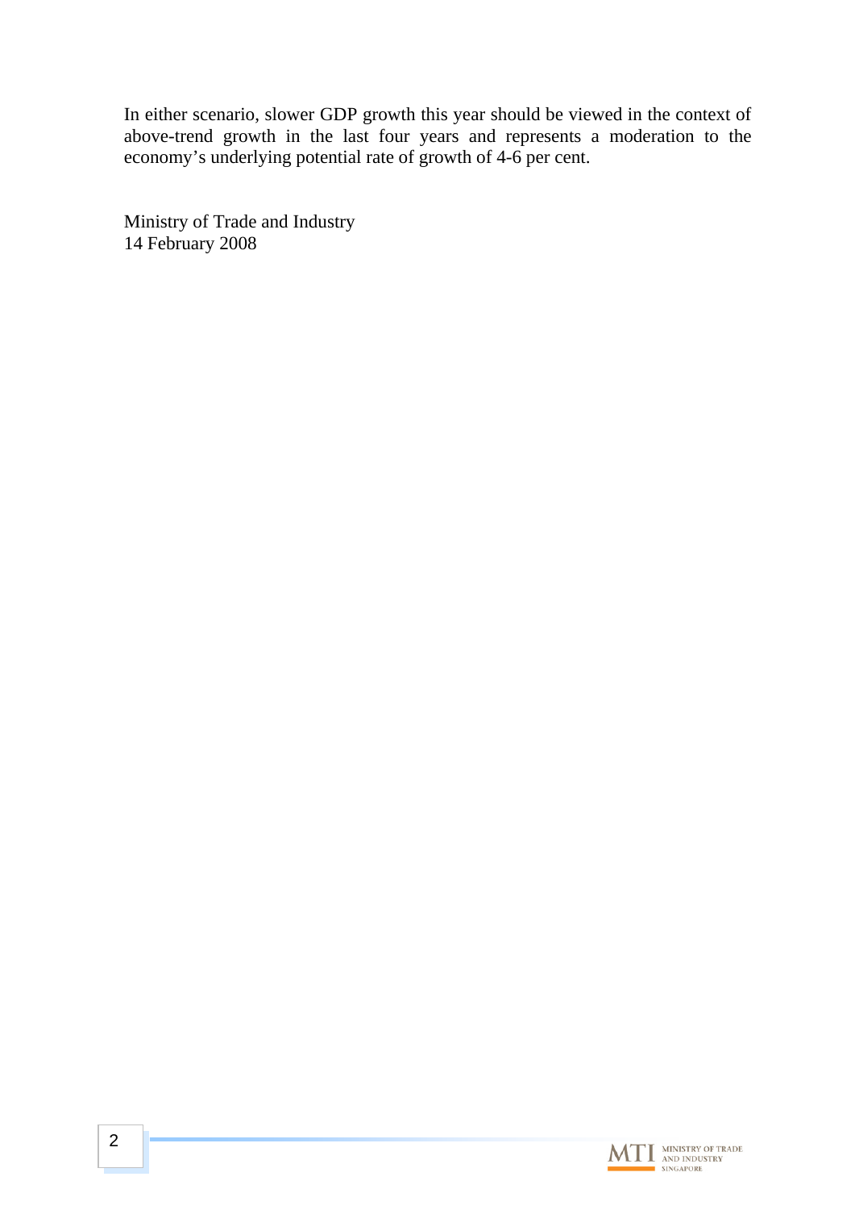In either scenario, slower GDP growth this year should be viewed in the context of above-trend growth in the last four years and represents a moderation to the economy's underlying potential rate of growth of 4-6 per cent.

Ministry of Trade and Industry
14 February 2008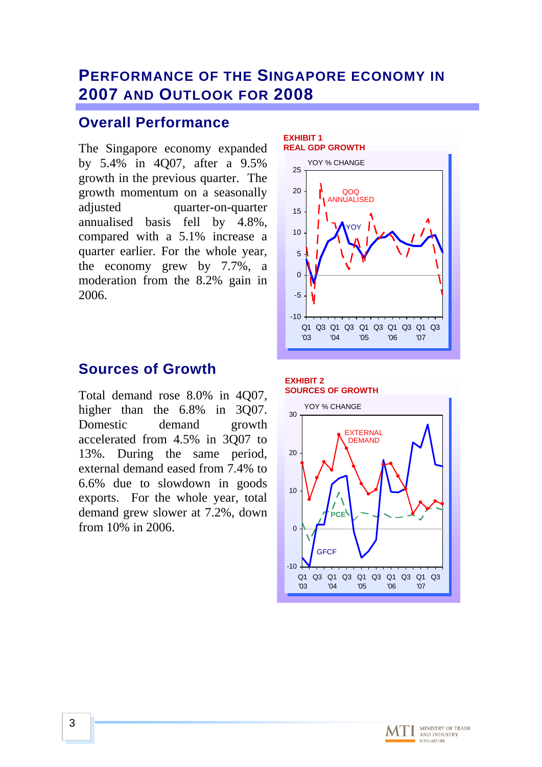# PERFORMANCE OF THE SINGAPORE ECONOMY IN 2007 AND OUTLOOK FOR 2008

## Overall Performance

The Singapore economy expanded by 5.4% in 4Q07, after a 9.5% growth in the previous quarter. The growth momentum on a seasonally adjusted quarter-on-quarter annualised basis fell by 4.8%, compared with a 5.1% increase a quarter earlier. For the whole year, the economy grew by 7.7%, a moderation from the 8.2% gain in 2006.

**EXHIBIT 1**
**REAL GDP GROWTH**

## Sources of Growth

Total demand rose 8.0% in 4Q07, higher than the 6.8% in 3Q07. Domestic demand growth accelerated from 4.5% in 3Q07 to 13%. During the same period, external demand eased from 7.4% to 6.6% due to slowdown in goods exports. For the whole year, total demand grew slower at 7.2%, down from 10% in 2006.

**EXHIBIT 2**
**SOURCES OF GROWTH**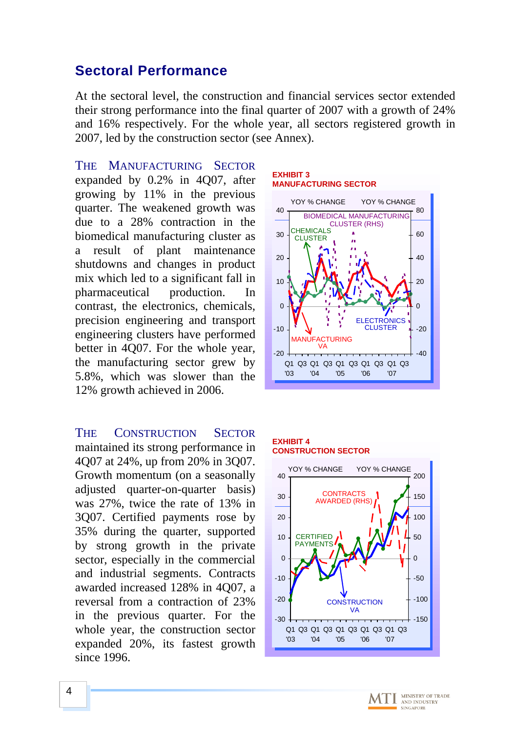## Sectoral Performance

At the sectoral level, the construction and financial services sector extended their strong performance into the final quarter of 2007 with a growth of 24% and 16% respectively. For the whole year, all sectors registered growth in 2007, led by the construction sector (see Annex).

THE MANUFACTURING SECTOR expanded by 0.2% in 4Q07, after growing by 11% in the previous quarter. The weakened growth was due to a 28% contraction in the biomedical manufacturing cluster as a result of plant maintenance shutdowns and changes in product mix which led to a significant fall in pharmaceutical production. In contrast, the electronics, chemicals, precision engineering and transport engineering clusters have performed better in 4Q07. For the whole year, the manufacturing sector grew by 5.8%, which was slower than the 12% growth achieved in 2006.

**EXHIBIT 3**
**MANUFACTURING SECTOR**

THE CONSTRUCTION SECTOR maintained its strong performance in 4Q07 at 24%, up from 20% in 3Q07. Growth momentum (on a seasonally adjusted quarter-on-quarter basis) was 27%, twice the rate of 13% in 3Q07. Certified payments rose by 35% during the quarter, supported by strong growth in the private sector, especially in the commercial and industrial segments. Contracts awarded increased 128% in 4Q07, a reversal from a contraction of 23% in the previous quarter. For the whole year, the construction sector expanded 20%, its fastest growth since 1996.

**EXHIBIT 4**
**CONSTRUCTION SECTOR**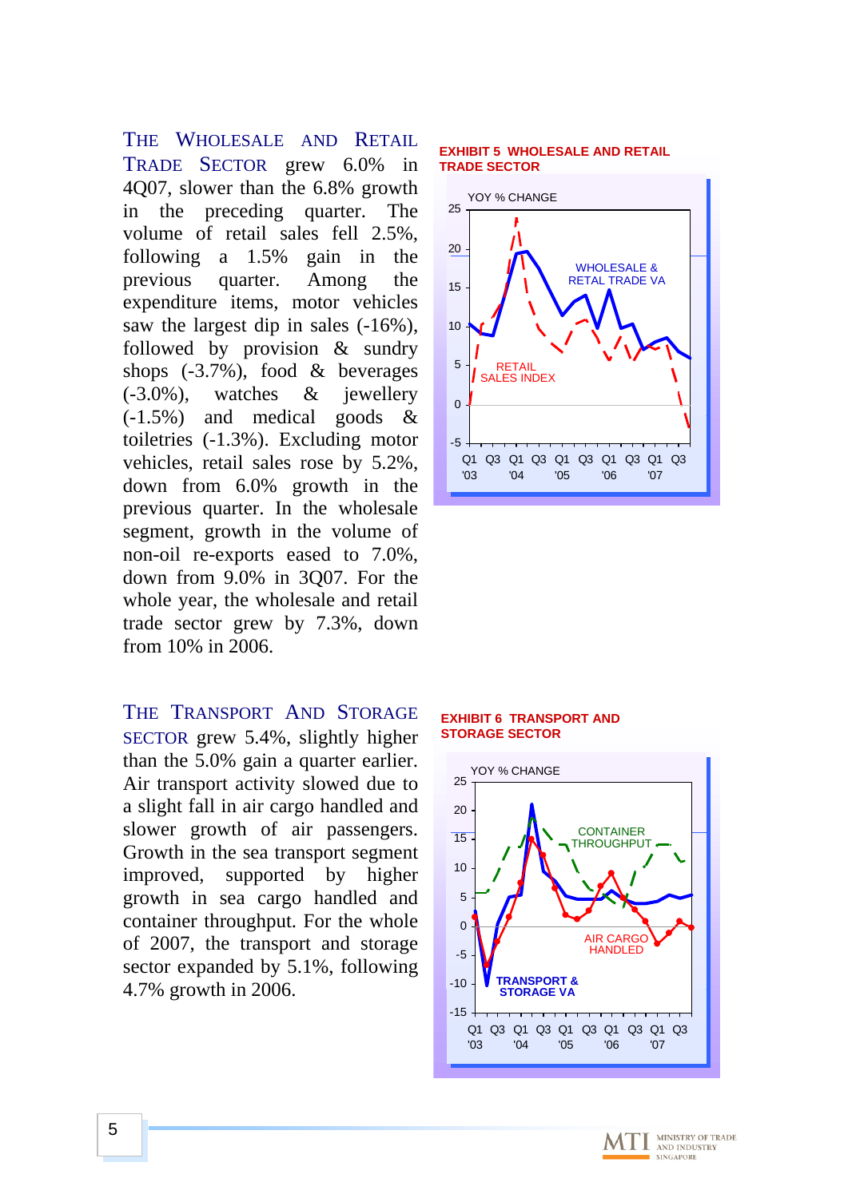**THE WHOLESALE AND RETAIL TRADE SECTOR** grew 6.0% in 4Q07, slower than the 6.8% growth in the preceding quarter. The volume of retail sales fell 2.5%, following a 1.5% gain in the previous quarter. Among the expenditure items, motor vehicles saw the largest dip in sales (-16%), followed by provision & sundry shops (-3.7%), food & beverages (-3.0%), watches & jewellery (-1.5%) and medical goods & toiletries (-1.3%). Excluding motor vehicles, retail sales rose by 5.2%, down from 6.0% growth in the previous quarter. In the wholesale segment, growth in the volume of non-oil re-exports eased to 7.0%, down from 9.0% in 3Q07. For the whole year, the wholesale and retail trade sector grew by 7.3%, down from 10% in 2006.

**EXHIBIT 5 WHOLESALE AND RETAIL TRADE SECTOR**

**THE TRANSPORT AND STORAGE SECTOR** grew 5.4%, slightly higher than the 5.0% gain a quarter earlier. Air transport activity slowed due to a slight fall in air cargo handled and slower growth of air passengers. Growth in the sea transport segment improved, supported by higher growth in sea cargo handled and container throughput. For the whole of 2007, the transport and storage sector expanded by 5.1%, following 4.7% growth in 2006.

**EXHIBIT 6 TRANSPORT AND STORAGE SECTOR**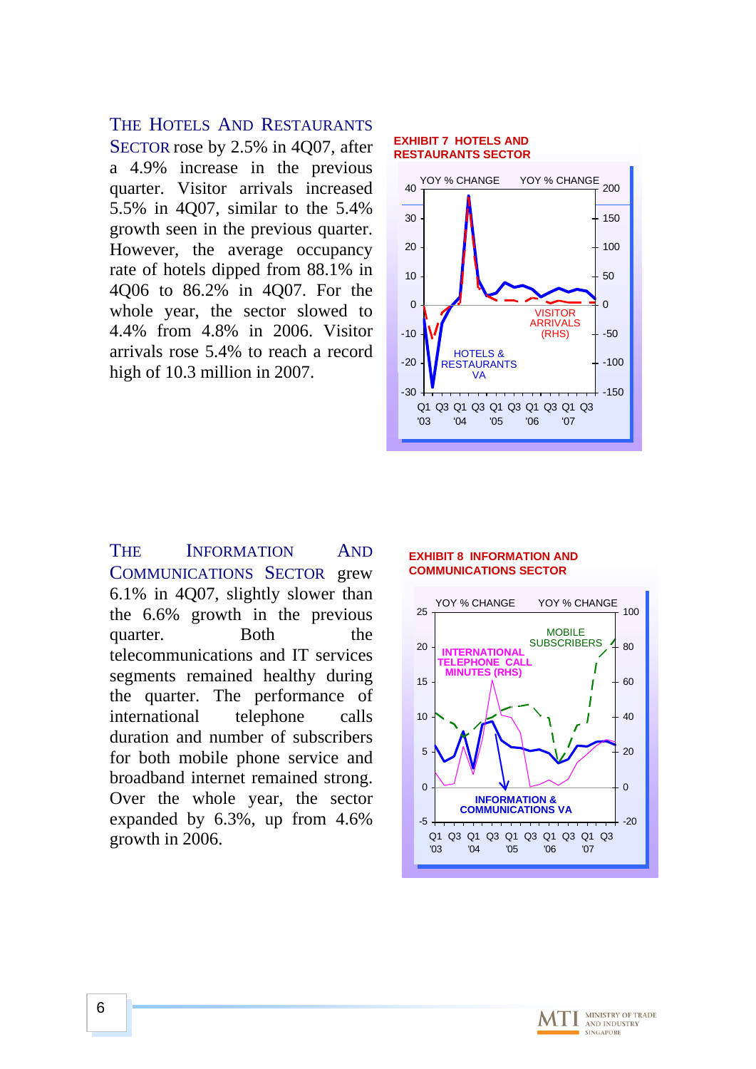**The Hotels And Restaurants Sector** rose by 2.5% in 4Q07, after a 4.9% increase in the previous quarter. Visitor arrivals increased 5.5% in 4Q07, similar to the 5.4% growth seen in the previous quarter. However, the average occupancy rate of hotels dipped from 88.1% in 4Q06 to 86.2% in 4Q07. For the whole year, the sector slowed to 4.4% from 4.8% in 2006. Visitor arrivals rose 5.4% to reach a record high of 10.3 million in 2007.

**EXHIBIT 7 HOTELS AND RESTAURANTS SECTOR**

**The Information And Communications Sector** grew 6.1% in 4Q07, slightly slower than the 6.6% growth in the previous quarter. Both the telecommunications and IT services segments remained healthy during the quarter. The performance of international telephone calls duration and number of subscribers for both mobile phone service and broadband internet remained strong. Over the whole year, the sector expanded by 6.3%, up from 4.6% growth in 2006.

**EXHIBIT 8 INFORMATION AND COMMUNICATIONS SECTOR**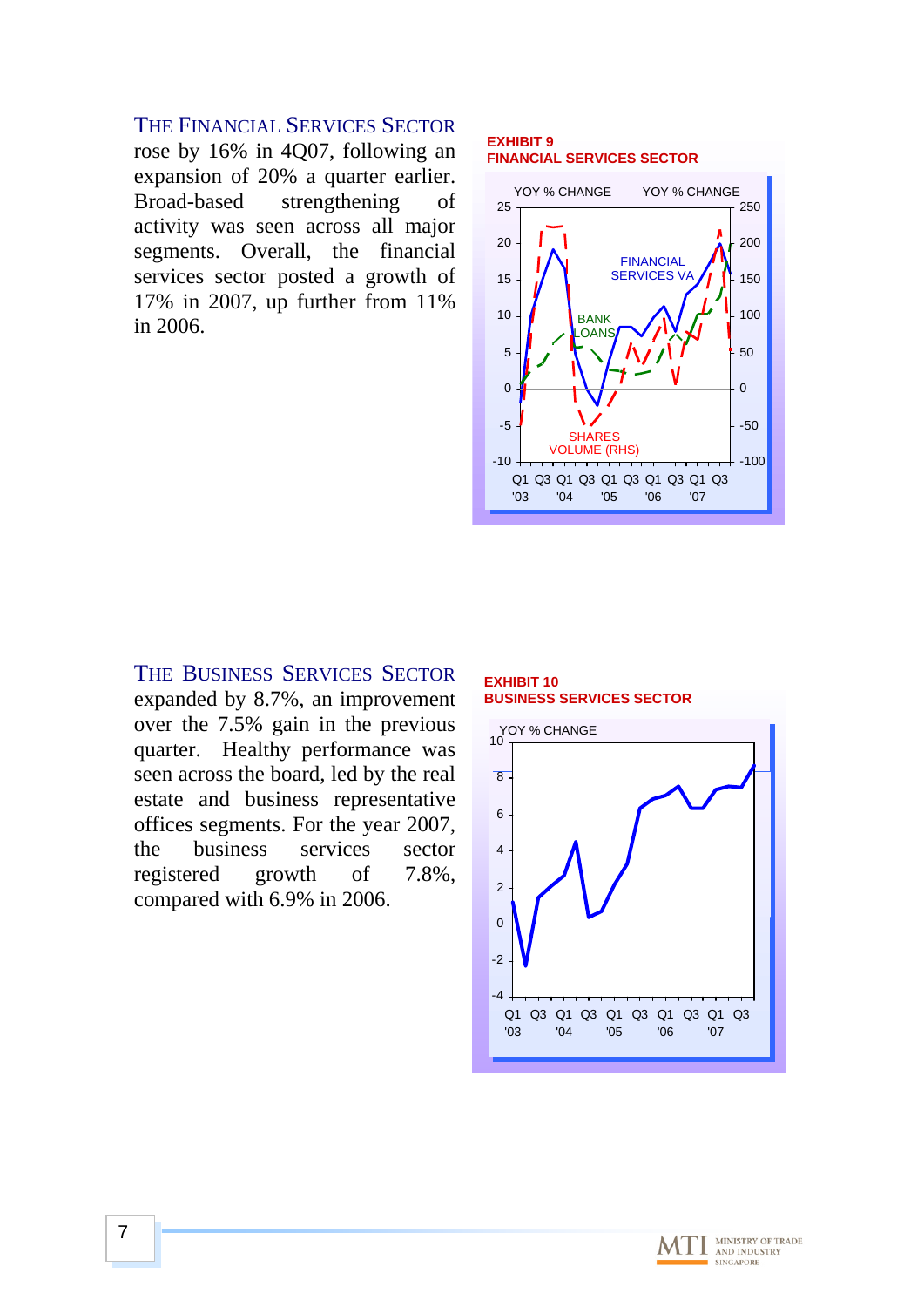**THE FINANCIAL SERVICES SECTOR** rose by 16% in 4Q07, following an expansion of 20% a quarter earlier. Broad-based strengthening of activity was seen across all major segments. Overall, the financial services sector posted a growth of 17% in 2007, up further from 11% in 2006.

**EXHIBIT 9**
**FINANCIAL SERVICES SECTOR**

**THE BUSINESS SERVICES SECTOR** expanded by 8.7%, an improvement over the 7.5% gain in the previous quarter. Healthy performance was seen across the board, led by the real estate and business representative offices segments. For the year 2007, the business services sector registered growth of 7.8%, compared with 6.9% in 2006.

**EXHIBIT 10**
**BUSINESS SERVICES SECTOR**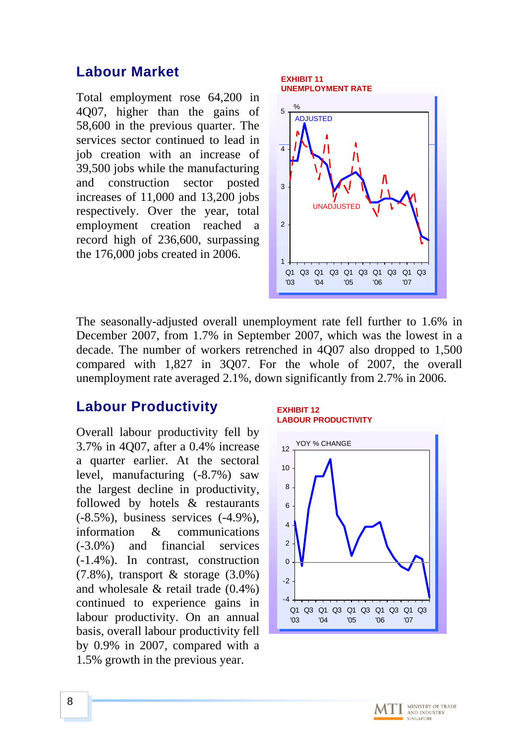## Labour Market

Total employment rose 64,200 in 4Q07, higher than the gains of 58,600 in the previous quarter. The services sector continued to lead in job creation with an increase of 39,500 jobs while the manufacturing and construction sector posted increases of 11,000 and 13,200 jobs respectively. Over the year, total employment creation reached a record high of 236,600, surpassing the 176,000 jobs created in 2006.

**EXHIBIT 11**
**UNEMPLOYMENT RATE**

The seasonally-adjusted overall unemployment rate fell further to 1.6% in December 2007, from 1.7% in September 2007, which was the lowest in a decade. The number of workers retrenched in 4Q07 also dropped to 1,500 compared with 1,827 in 3Q07. For the whole of 2007, the overall unemployment rate averaged 2.1%, down significantly from 2.7% in 2006.

## Labour Productivity

Overall labour productivity fell by 3.7% in 4Q07, after a 0.4% increase a quarter earlier. At the sectoral level, manufacturing (-8.7%) saw the largest decline in productivity, followed by hotels & restaurants (-8.5%), business services (-4.9%), information & communications (-3.0%) and financial services (-1.4%). In contrast, construction (7.8%), transport & storage (3.0%) and wholesale & retail trade (0.4%) continued to experience gains in labour productivity. On an annual basis, overall labour productivity fell by 0.9% in 2007, compared with a 1.5% growth in the previous year.

**EXHIBIT 12**
**LABOUR PRODUCTIVITY**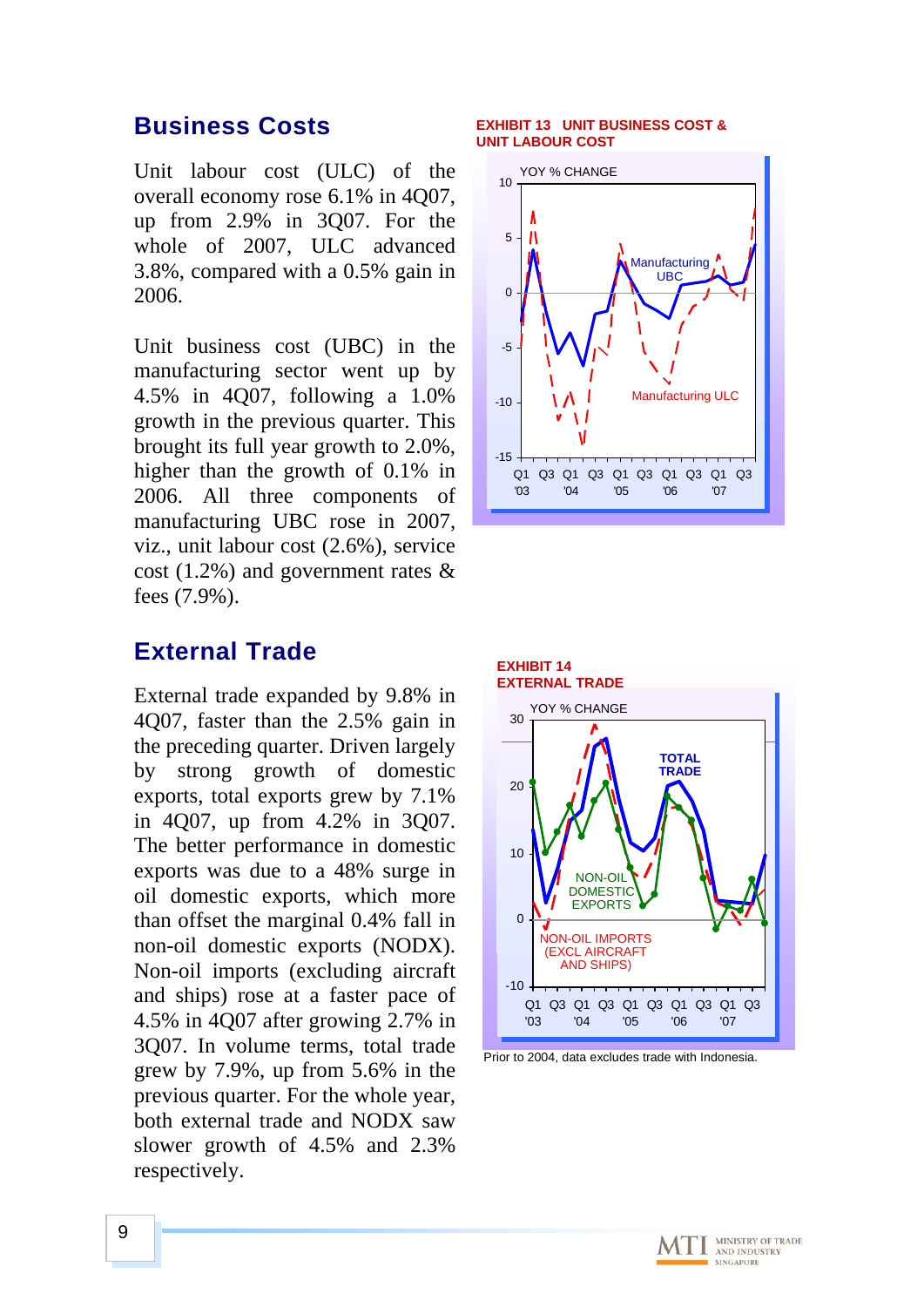## Business Costs

Unit labour cost (ULC) of the overall economy rose 6.1% in 4Q07, up from 2.9% in 3Q07. For the whole of 2007, ULC advanced 3.8%, compared with a 0.5% gain in 2006.

Unit business cost (UBC) in the manufacturing sector went up by 4.5% in 4Q07, following a 1.0% growth in the previous quarter. This brought its full year growth to 2.0%, higher than the growth of 0.1% in 2006. All three components of manufacturing UBC rose in 2007, viz., unit labour cost (2.6%), service cost (1.2%) and government rates & fees (7.9%).

**EXHIBIT 13 UNIT BUSINESS COST & UNIT LABOUR COST**

## External Trade

External trade expanded by 9.8% in 4Q07, faster than the 2.5% gain in the preceding quarter. Driven largely by strong growth of domestic exports, total exports grew by 7.1% in 4Q07, up from 4.2% in 3Q07. The better performance in domestic exports was due to a 48% surge in oil domestic exports, which more than offset the marginal 0.4% fall in non-oil domestic exports (NODX). Non-oil imports (excluding aircraft and ships) rose at a faster pace of 4.5% in 4Q07 after growing 2.7% in 3Q07. In volume terms, total trade grew by 7.9%, up from 5.6% in the previous quarter. For the whole year, both external trade and NODX saw slower growth of 4.5% and 2.3% respectively.

**EXHIBIT 14 EXTERNAL TRADE**

Prior to 2004, data excludes trade with Indonesia.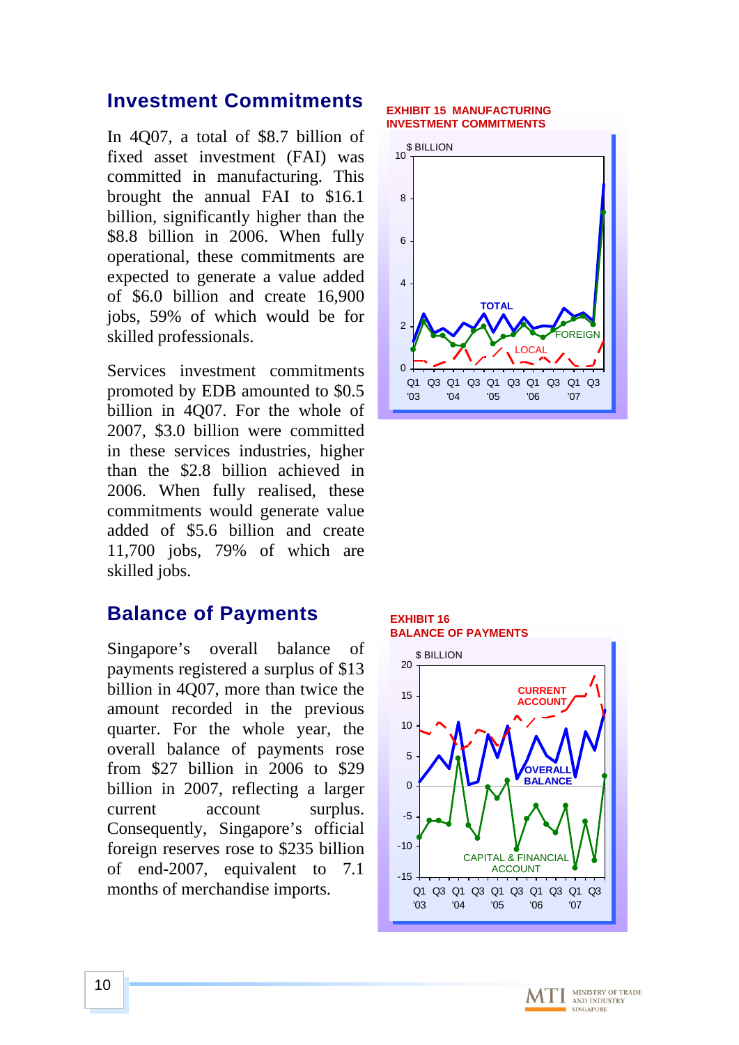## Investment Commitments

In 4Q07, a total of $8.7 billion of fixed asset investment (FAI) was committed in manufacturing. This brought the annual FAI to $16.1 billion, significantly higher than the $8.8 billion in 2006. When fully operational, these commitments are expected to generate a value added of $6.0 billion and create 16,900 jobs, 59% of which would be for skilled professionals.

Services investment commitments promoted by EDB amounted to $0.5 billion in 4Q07. For the whole of 2007, $3.0 billion were committed in these services industries, higher than the $2.8 billion achieved in 2006. When fully realised, these commitments would generate value added of $5.6 billion and create 11,700 jobs, 79% of which are skilled jobs.

**EXHIBIT 15 MANUFACTURING INVESTMENT COMMITMENTS**

## Balance of Payments

Singapore's overall balance of payments registered a surplus of $13 billion in 4Q07, more than twice the amount recorded in the previous quarter. For the whole year, the overall balance of payments rose from $27 billion in 2006 to $29 billion in 2007, reflecting a larger current account surplus. Consequently, Singapore's official foreign reserves rose to $235 billion of end-2007, equivalent to 7.1 months of merchandise imports.

**EXHIBIT 16 BALANCE OF PAYMENTS**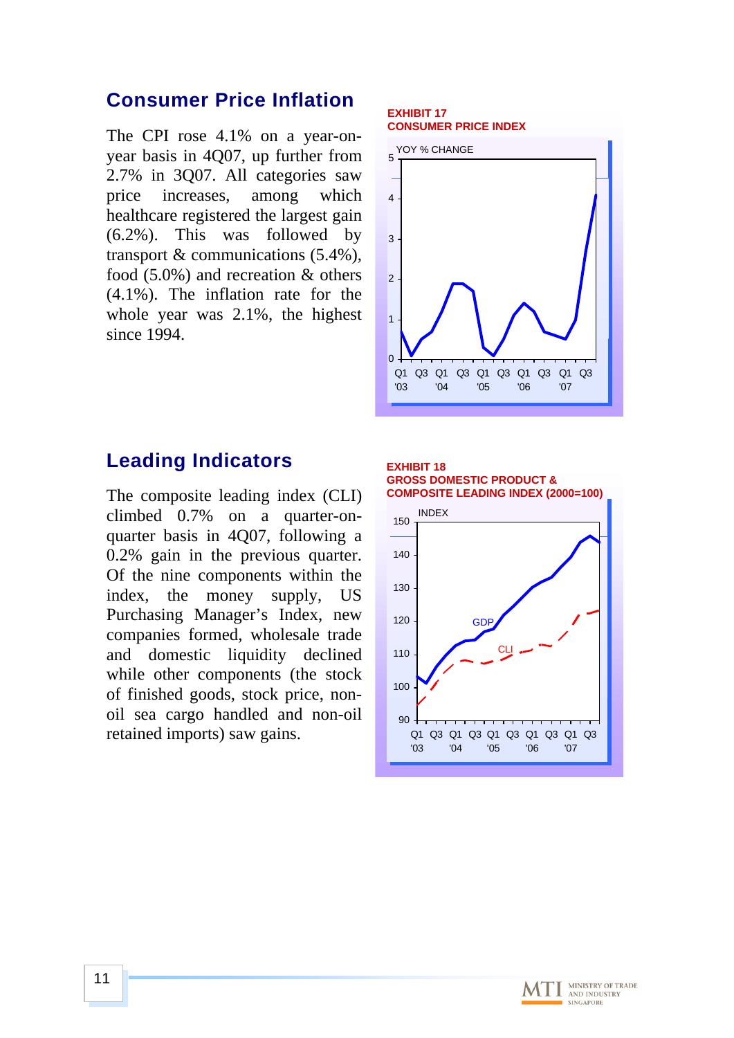## Consumer Price Inflation

The CPI rose 4.1% on a year-on-year basis in 4Q07, up further from 2.7% in 3Q07. All categories saw price increases, among which healthcare registered the largest gain (6.2%). This was followed by transport & communications (5.4%), food (5.0%) and recreation & others (4.1%). The inflation rate for the whole year was 2.1%, the highest since 1994.

**EXHIBIT 17**
**CONSUMER PRICE INDEX**

## Leading Indicators

The composite leading index (CLI) climbed 0.7% on a quarter-on-quarter basis in 4Q07, following a 0.2% gain in the previous quarter. Of the nine components within the index, the money supply, US Purchasing Manager's Index, new companies formed, wholesale trade and domestic liquidity declined while other components (the stock of finished goods, stock price, non-oil sea cargo handled and non-oil retained imports) saw gains.

**EXHIBIT 18**
**GROSS DOMESTIC PRODUCT & COMPOSITE LEADING INDEX (2000=100)**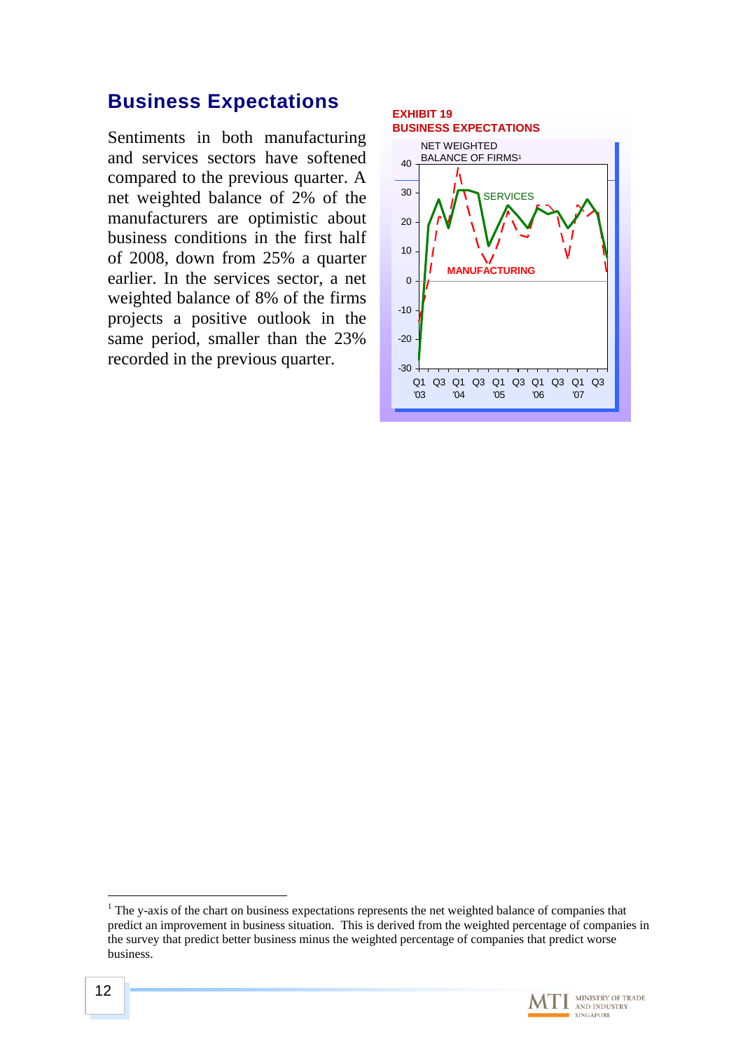## Business Expectations

Sentiments in both manufacturing and services sectors have softened compared to the previous quarter. A net weighted balance of 2% of the manufacturers are optimistic about business conditions in the first half of 2008, down from 25% a quarter earlier. In the services sector, a net weighted balance of 8% of the firms projects a positive outlook in the same period, smaller than the 23% recorded in the previous quarter.

**EXHIBIT 19**
**BUSINESS EXPECTATIONS**

NET WEIGHTED BALANCE OF FIRMS[1]

---

[1] The y-axis of the chart on business expectations represents the net weighted balance of companies that predict an improvement in business situation. This is derived from the weighted percentage of companies in the survey that predict better business minus the weighted percentage of companies that predict worse business.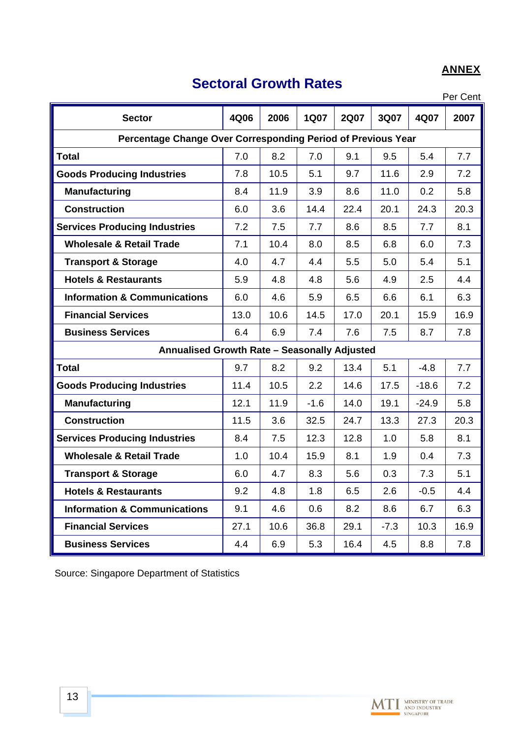**ANNEX**

## Sectoral Growth Rates

Per Cent

| Sector | 4Q06 | 2006 | 1Q07 | 2Q07 | 3Q07 | 4Q07 | 2007 |
|---|---|---|---|---|---|---|---|
| **Percentage Change Over Corresponding Period of Previous Year** | | | | | | | |
| **Total** | 7.0 | 8.2 | 7.0 | 9.1 | 9.5 | 5.4 | 7.7 |
| **Goods Producing Industries** | 7.8 | 10.5 | 5.1 | 9.7 | 11.6 | 2.9 | 7.2 |
| **Manufacturing** | 8.4 | 11.9 | 3.9 | 8.6 | 11.0 | 0.2 | 5.8 |
| **Construction** | 6.0 | 3.6 | 14.4 | 22.4 | 20.1 | 24.3 | 20.3 |
| **Services Producing Industries** | 7.2 | 7.5 | 7.7 | 8.6 | 8.5 | 7.7 | 8.1 |
| **Wholesale & Retail Trade** | 7.1 | 10.4 | 8.0 | 8.5 | 6.8 | 6.0 | 7.3 |
| **Transport & Storage** | 4.0 | 4.7 | 4.4 | 5.5 | 5.0 | 5.4 | 5.1 |
| **Hotels & Restaurants** | 5.9 | 4.8 | 4.8 | 5.6 | 4.9 | 2.5 | 4.4 |
| **Information & Communications** | 6.0 | 4.6 | 5.9 | 6.5 | 6.6 | 6.1 | 6.3 |
| **Financial Services** | 13.0 | 10.6 | 14.5 | 17.0 | 20.1 | 15.9 | 16.9 |
| **Business Services** | 6.4 | 6.9 | 7.4 | 7.6 | 7.5 | 8.7 | 7.8 |
| **Annualised Growth Rate – Seasonally Adjusted** | | | | | | | |
| **Total** | 9.7 | 8.2 | 9.2 | 13.4 | 5.1 | -4.8 | 7.7 |
| **Goods Producing Industries** | 11.4 | 10.5 | 2.2 | 14.6 | 17.5 | -18.6 | 7.2 |
| **Manufacturing** | 12.1 | 11.9 | -1.6 | 14.0 | 19.1 | -24.9 | 5.8 |
| **Construction** | 11.5 | 3.6 | 32.5 | 24.7 | 13.3 | 27.3 | 20.3 |
| **Services Producing Industries** | 8.4 | 7.5 | 12.3 | 12.8 | 1.0 | 5.8 | 8.1 |
| **Wholesale & Retail Trade** | 1.0 | 10.4 | 15.9 | 8.1 | 1.9 | 0.4 | 7.3 |
| **Transport & Storage** | 6.0 | 4.7 | 8.3 | 5.6 | 0.3 | 7.3 | 5.1 |
| **Hotels & Restaurants** | 9.2 | 4.8 | 1.8 | 6.5 | 2.6 | -0.5 | 4.4 |
| **Information & Communications** | 9.1 | 4.6 | 0.6 | 8.2 | 8.6 | 6.7 | 6.3 |
| **Financial Services** | 27.1 | 10.6 | 36.8 | 29.1 | -7.3 | 10.3 | 16.9 |
| **Business Services** | 4.4 | 6.9 | 5.3 | 16.4 | 4.5 | 8.8 | 7.8 |

Source: Singapore Department of Statistics